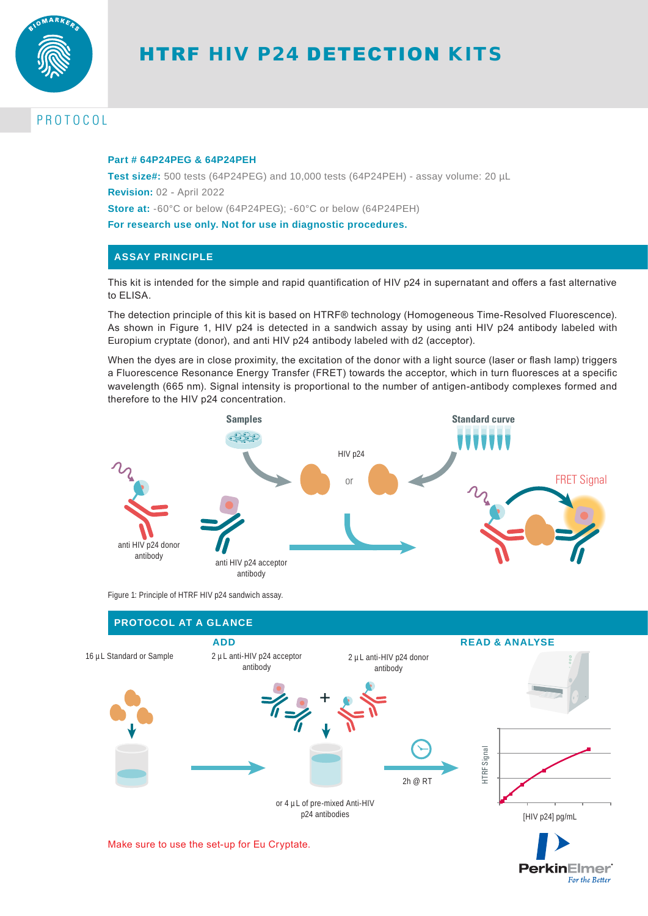# HTRF HIV P24 DETECTION KITS

BIOMARKERS

PROTOCOL

**Part # 64P24PEG & 64P24PEH**

**Test size#:** 500 tests (64P24PEG) and 10,000 tests (64P24PEH) - assay volume: 20 µL

**Revision:** 02 - April 2022

**Store at:** -60°C or below (64P24PEG); -60°C or below (64P24PEH)

**For research use only. Not for use in diagnostic procedures.**

## ASSAY PRINCIPLE

This kit is intended for the simple and rapid quantification of HIV p24 in supernatant and offers a fast alternative to ELISA.

The detection principle of this kit is based on HTRF® technology (Homogeneous Time-Resolved Fluorescence). As shown in Figure 1, HIV p24 is detected in a sandwich assay by using anti HIV p24 antibody labeled with Europium cryptate (donor), and anti HIV p24 antibody labeled with d2 (acceptor).

When the dyes are in close proximity, the excitation of the donor with a light source (laser or flash lamp) triggers a Fluorescence Resonance Energy Transfer (FRET) towards the acceptor, which in turn fluoresces at a specific wavelength (665 nm). Signal intensity is proportional to the number of antigen-antibody complexes formed and therefore to the HIV p24 concentration.

Samples

Standard curve

HIV p24

or

FRET Signal

anti HIV p24 donor antibody

anti HIV p24 acceptor antibody

Figure 1: Principle of HTRF HIV p24 sandwich assay.

## PROTOCOL AT A GLANCE

**ADD**

16 µL Standard or Sample

2 µL anti-HIV p24 acceptor antibody

+

2 µL anti-HIV p24 donor antibody

or 4 µL of pre-mixed Anti-HIV p24 antibodies

2h @ RT

**READ & ANALYSE**

HTRF Signal

[HIV p24] pg/mL

Make sure to use the set-up for Eu Cryptate.

PerkinElmer
For the Better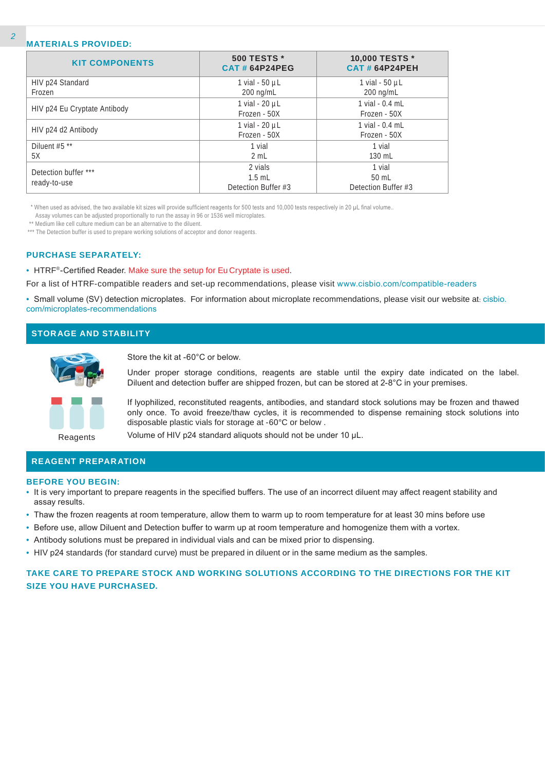## MATERIALS PROVIDED:

| KIT COMPONENTS | 500 TESTS * CAT # 64P24PEG | 10,000 TESTS * CAT # 64P24PEH |
|---|---|---|
| HIV p24 Standard Frozen | 1 vial - 50 µL 200 ng/mL | 1 vial - 50 µL 200 ng/mL |
| HIV p24 Eu Cryptate Antibody | 1 vial - 20 µL Frozen - 50X | 1 vial - 0.4 mL Frozen - 50X |
| HIV p24 d2 Antibody | 1 vial - 20 µL Frozen - 50X | 1 vial - 0.4 mL Frozen - 50X |
| Diluent #5 ** 5X | 1 vial 2 mL | 1 vial 130 mL |
| Detection buffer *** ready-to-use | 2 vials 1.5 mL Detection Buffer #3 | 1 vial 50 mL Detection Buffer #3 |

* When used as advised, the two available kit sizes will provide sufficient reagents for 500 tests and 10,000 tests respectively in 20 µL final volume.. Assay volumes can be adjusted proportionally to run the assay in 96 or 1536 well microplates.

** Medium like cell culture medium can be an alternative to the diluent.

*** The Detection buffer is used to prepare working solutions of acceptor and donor reagents.

## PURCHASE SEPARATELY:

- HTRF®-Certified Reader. Make sure the setup for Eu Cryptate is used.

For a list of HTRF-compatible readers and set-up recommendations, please visit www.cisbio.com/compatible-readers

- Small volume (SV) detection microplates. For information about microplate recommendations, please visit our website at: cisbio.com/microplates-recommendations

## STORAGE AND STABILITY

Reagents

Store the kit at -60°C or below.

Under proper storage conditions, reagents are stable until the expiry date indicated on the label. Diluent and detection buffer are shipped frozen, but can be stored at 2-8°C in your premises.

If lyophilized, reconstituted reagents, antibodies, and standard stock solutions may be frozen and thawed only once. To avoid freeze/thaw cycles, it is recommended to dispense remaining stock solutions into disposable plastic vials for storage at -60°C or below .

Volume of HIV p24 standard aliquots should not be under 10 µL.

## REAGENT PREPARATION

### BEFORE YOU BEGIN:

- It is very important to prepare reagents in the specified buffers. The use of an incorrect diluent may affect reagent stability and assay results.
- Thaw the frozen reagents at room temperature, allow them to warm up to room temperature for at least 30 mins before use
- Before use, allow Diluent and Detection buffer to warm up at room temperature and homogenize them with a vortex.
- Antibody solutions must be prepared in individual vials and can be mixed prior to dispensing.
- HIV p24 standards (for standard curve) must be prepared in diluent or in the same medium as the samples.

**TAKE CARE TO PREPARE STOCK AND WORKING SOLUTIONS ACCORDING TO THE DIRECTIONS FOR THE KIT SIZE YOU HAVE PURCHASED.**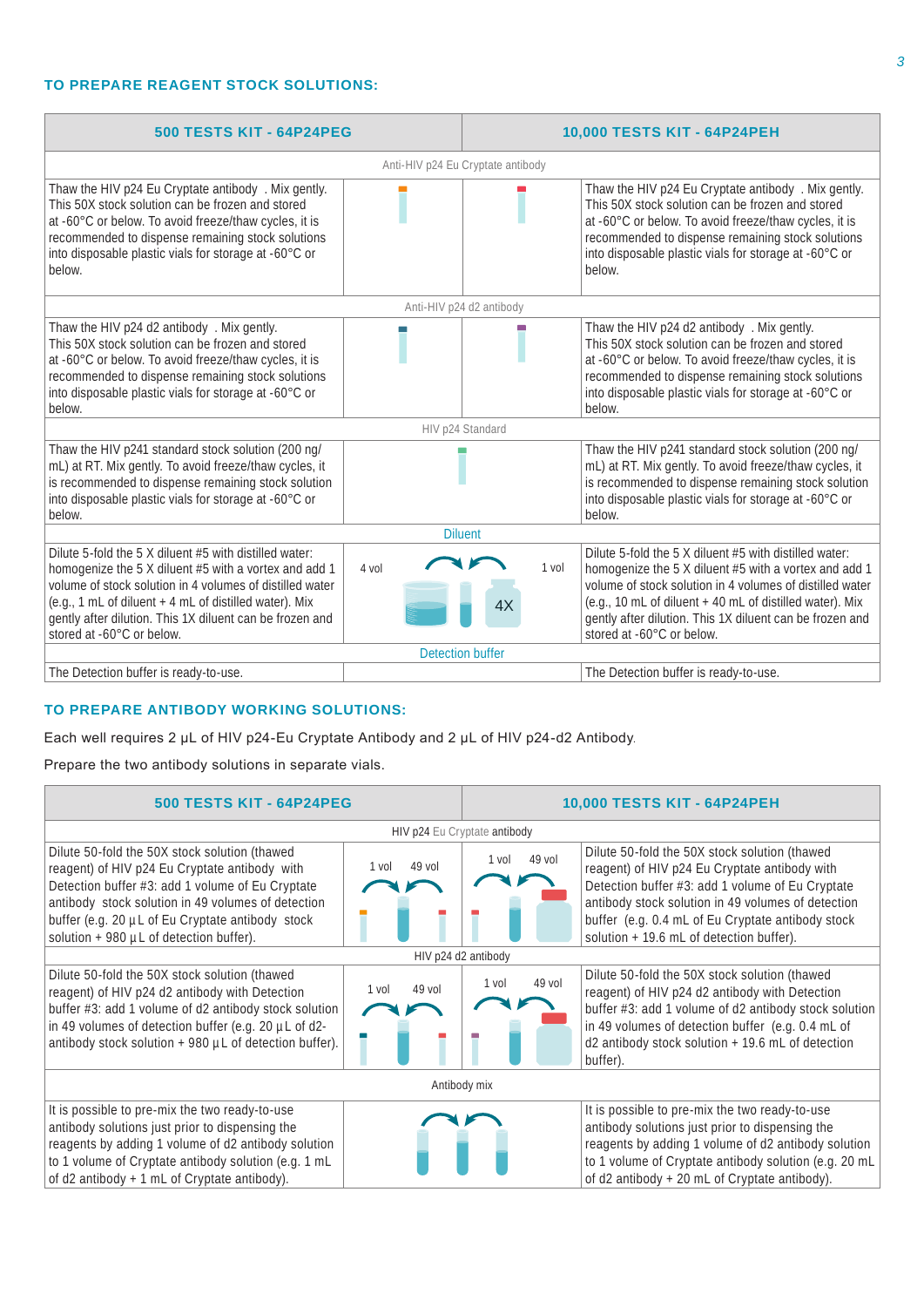## TO PREPARE REAGENT STOCK SOLUTIONS:

| 500 TESTS KIT - 64P24PEG | | | 10,000 TESTS KIT - 64P24PEH |
|---|---|---|---|
| Anti-HIV p24 Eu Cryptate antibody | | | |
| Thaw the HIV p24 Eu Cryptate antibody . Mix gently. This 50X stock solution can be frozen and stored at -60°C or below. To avoid freeze/thaw cycles, it is recommended to dispense remaining stock solutions into disposable plastic vials for storage at -60°C or below. | | | Thaw the HIV p24 Eu Cryptate antibody . Mix gently. This 50X stock solution can be frozen and stored at -60°C or below. To avoid freeze/thaw cycles, it is recommended to dispense remaining stock solutions into disposable plastic vials for storage at -60°C or below. |
| Anti-HIV p24 d2 antibody | | | |
| Thaw the HIV p24 d2 antibody . Mix gently. This 50X stock solution can be frozen and stored at -60°C or below. To avoid freeze/thaw cycles, it is recommended to dispense remaining stock solutions into disposable plastic vials for storage at -60°C or below. | | | Thaw the HIV p24 d2 antibody . Mix gently. This 50X stock solution can be frozen and stored at -60°C or below. To avoid freeze/thaw cycles, it is recommended to dispense remaining stock solutions into disposable plastic vials for storage at -60°C or below. |
| HIV p24 Standard | | | |
| Thaw the HIV p241 standard stock solution (200 ng/mL) at RT. Mix gently. To avoid freeze/thaw cycles, it is recommended to dispense remaining stock solution into disposable plastic vials for storage at -60°C or below. | | | Thaw the HIV p241 standard stock solution (200 ng/mL) at RT. Mix gently. To avoid freeze/thaw cycles, it is recommended to dispense remaining stock solution into disposable plastic vials for storage at -60°C or below. |
| Diluent | | | |
| Dilute 5-fold the 5 X diluent #5 with distilled water: homogenize the 5 X diluent #5 with a vortex and add 1 volume of stock solution in 4 volumes of distilled water (e.g., 1 mL of diluent + 4 mL of distilled water). Mix gently after dilution. This 1X diluent can be frozen and stored at -60°C or below. | 4 vol | 1 vol 4X | Dilute 5-fold the 5 X diluent #5 with distilled water: homogenize the 5 X diluent #5 with a vortex and add 1 volume of stock solution in 4 volumes of distilled water (e.g., 10 mL of diluent + 40 mL of distilled water). Mix gently after dilution. This 1X diluent can be frozen and stored at -60°C or below. |
| Detection buffer | | | |
| The Detection buffer is ready-to-use. | | | The Detection buffer is ready-to-use. |

## TO PREPARE ANTIBODY WORKING SOLUTIONS:

Each well requires 2 µL of HIV p24-Eu Cryptate Antibody and 2 µL of HIV p24-d2 Antibody.

Prepare the two antibody solutions in separate vials.

| 500 TESTS KIT - 64P24PEG | | | 10,000 TESTS KIT - 64P24PEH |
|---|---|---|---|
| HIV p24 Eu Cryptate antibody | | | |
| Dilute 50-fold the 50X stock solution (thawed reagent) of HIV p24 Eu Cryptate antibody with Detection buffer #3: add 1 volume of Eu Cryptate antibody stock solution in 49 volumes of detection buffer (e.g. 20 µL of Eu Cryptate antibody stock solution + 980 µL of detection buffer). | 1 vol 49 vol | 1 vol 49 vol | Dilute 50-fold the 50X stock solution (thawed reagent) of HIV p24 Eu Cryptate antibody with Detection buffer #3: add 1 volume of Eu Cryptate antibody stock solution in 49 volumes of detection buffer (e.g. 0.4 mL of Eu Cryptate antibody stock solution + 19.6 mL of detection buffer). |
| HIV p24 d2 antibody | | | |
| Dilute 50-fold the 50X stock solution (thawed reagent) of HIV p24 d2 antibody with Detection buffer #3: add 1 volume of d2 antibody stock solution in 49 volumes of detection buffer (e.g. 20 µL of d2-antibody stock solution + 980 µL of detection buffer). | 1 vol 49 vol | 1 vol 49 vol | Dilute 50-fold the 50X stock solution (thawed reagent) of HIV p24 d2 antibody with Detection buffer #3: add 1 volume of d2 antibody stock solution in 49 volumes of detection buffer (e.g. 0.4 mL of d2 antibody stock solution + 19.6 mL of detection buffer). |
| Antibody mix | | | |
| It is possible to pre-mix the two ready-to-use antibody solutions just prior to dispensing the reagents by adding 1 volume of d2 antibody solution to 1 volume of Cryptate antibody solution (e.g. 1 mL of d2 antibody + 1 mL of Cryptate antibody). | | | It is possible to pre-mix the two ready-to-use antibody solutions just prior to dispensing the reagents by adding 1 volume of d2 antibody solution to 1 volume of Cryptate antibody solution (e.g. 20 mL of d2 antibody + 20 mL of Cryptate antibody). |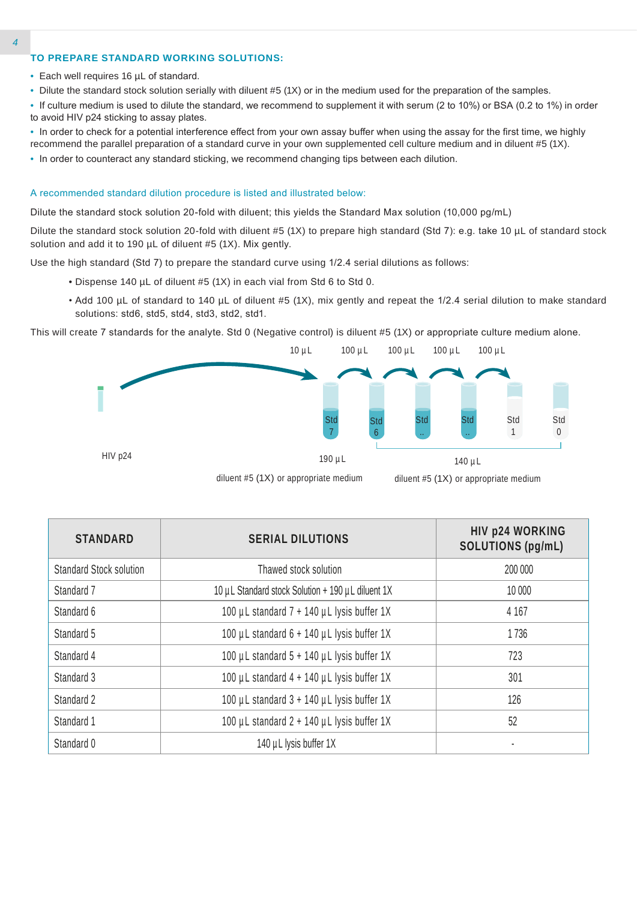## TO PREPARE STANDARD WORKING SOLUTIONS:

- Each well requires 16 µL of standard.
- Dilute the standard stock solution serially with diluent #5 (1X) or in the medium used for the preparation of the samples.
- If culture medium is used to dilute the standard, we recommend to supplement it with serum (2 to 10%) or BSA (0.2 to 1%) in order to avoid HIV p24 sticking to assay plates.
- In order to check for a potential interference effect from your own assay buffer when using the assay for the first time, we highly recommend the parallel preparation of a standard curve in your own supplemented cell culture medium and in diluent #5 (1X).
- In order to counteract any standard sticking, we recommend changing tips between each dilution.

A recommended standard dilution procedure is listed and illustrated below:

Dilute the standard stock solution 20-fold with diluent; this yields the Standard Max solution (10,000 pg/mL)

Dilute the standard stock solution 20-fold with diluent #5 (1X) to prepare high standard (Std 7): e.g. take 10 µL of standard stock solution and add it to 190 µL of diluent #5 (1X). Mix gently.

Use the high standard (Std 7) to prepare the standard curve using 1/2.4 serial dilutions as follows:

- Dispense 140 µL of diluent #5 (1X) in each vial from Std 6 to Std 0.
- Add 100 µL of standard to 140 µL of diluent #5 (1X), mix gently and repeat the 1/2.4 serial dilution to make standard solutions: std6, std5, std4, std3, std2, std1.

This will create 7 standards for the analyte. Std 0 (Negative control) is diluent #5 (1X) or appropriate culture medium alone.

10 µL 100 µL 100 µL 100 µL 100 µL

HIV p24 — Std 7 — Std 6 — Std .. — Std .. — Std 1 — Std 0

190 µL diluent #5 (1X) or appropriate medium

140 µL diluent #5 (1X) or appropriate medium

| STANDARD | SERIAL DILUTIONS | HIV p24 WORKING SOLUTIONS (pg/mL) |
|---|---|---|
| Standard Stock solution | Thawed stock solution | 200 000 |
| Standard 7 | 10 µL Standard stock Solution + 190 µL diluent 1X | 10 000 |
| Standard 6 | 100 µL standard 7 + 140 µL lysis buffer 1X | 4 167 |
| Standard 5 | 100 µL standard 6 + 140 µL lysis buffer 1X | 1 736 |
| Standard 4 | 100 µL standard 5 + 140 µL lysis buffer 1X | 723 |
| Standard 3 | 100 µL standard 4 + 140 µL lysis buffer 1X | 301 |
| Standard 2 | 100 µL standard 3 + 140 µL lysis buffer 1X | 126 |
| Standard 1 | 100 µL standard 2 + 140 µL lysis buffer 1X | 52 |
| Standard 0 | 140 µL lysis buffer 1X | - |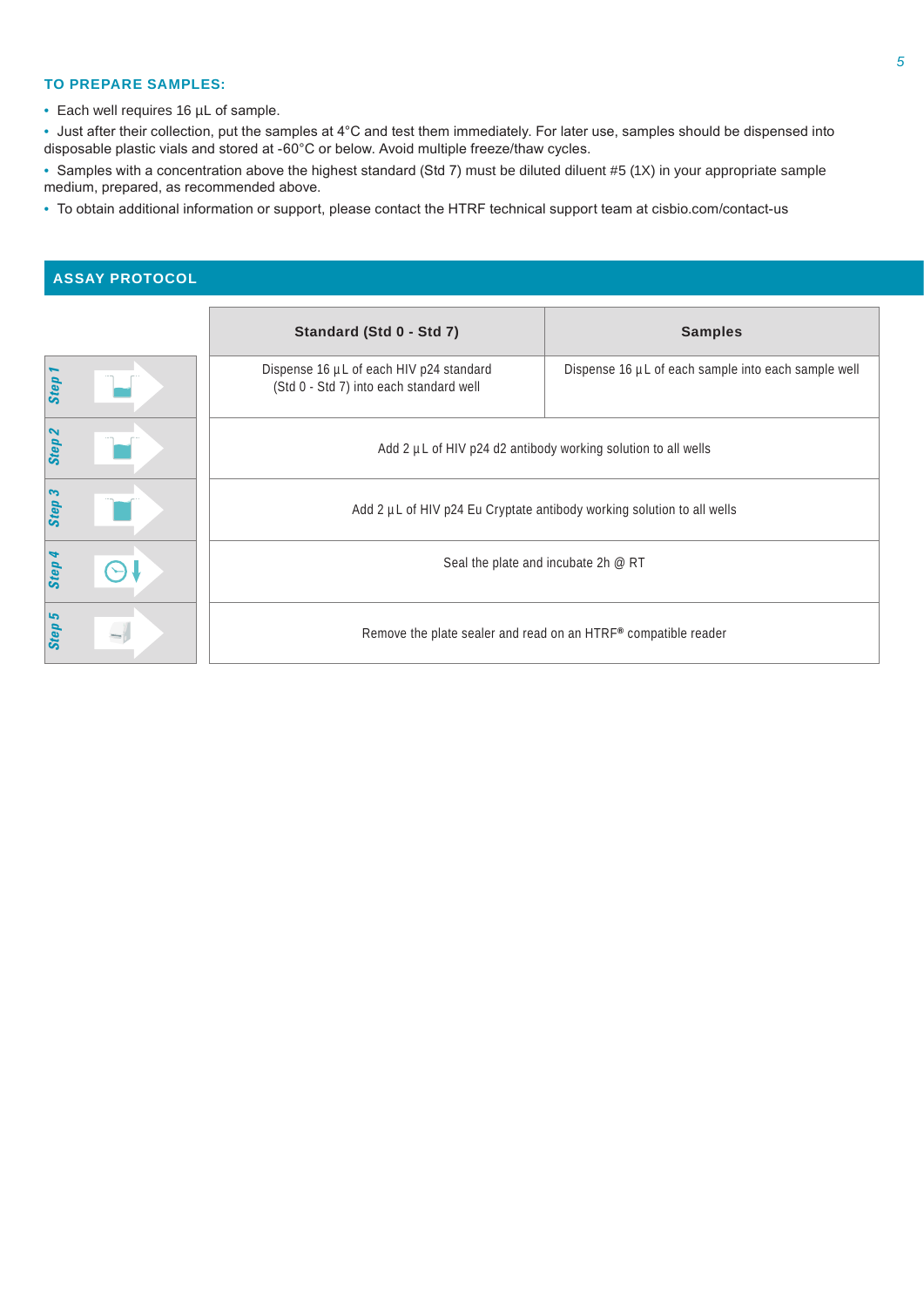## TO PREPARE SAMPLES:

- Each well requires 16 µL of sample.
- Just after their collection, put the samples at 4°C and test them immediately. For later use, samples should be dispensed into disposable plastic vials and stored at -60°C or below. Avoid multiple freeze/thaw cycles.
- Samples with a concentration above the highest standard (Std 7) must be diluted diluent #5 (1X) in your appropriate sample medium, prepared, as recommended above.
- To obtain additional information or support, please contact the HTRF technical support team at cisbio.com/contact-us

## ASSAY PROTOCOL

| | Standard (Std 0 - Std 7) | Samples |
|---|---|---|
| Step 1 | Dispense 16 µL of each HIV p24 standard (Std 0 - Std 7) into each standard well | Dispense 16 µL of each sample into each sample well |
| Step 2 | Add 2 µL of HIV p24 d2 antibody working solution to all wells | |
| Step 3 | Add 2 µL of HIV p24 Eu Cryptate antibody working solution to all wells | |
| Step 4 | Seal the plate and incubate 2h @ RT | |
| Step 5 | Remove the plate sealer and read on an HTRF® compatible reader | |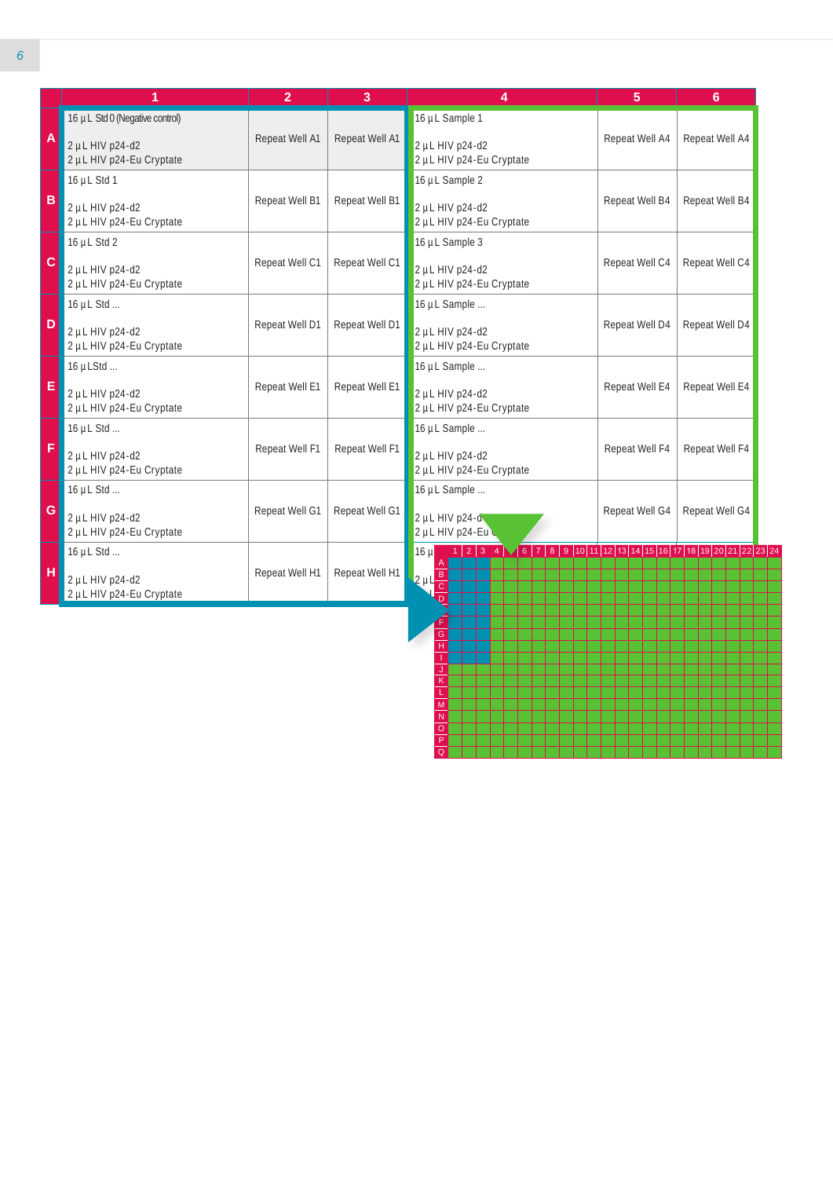| | 1 | 2 | 3 | 4 | 5 | 6 |
|---|---|---|---|---|---|---|
| A | 16 µL Std 0 (Negative control)<br><br>2 µL HIV p24-d2<br>2 µL HIV p24-Eu Cryptate | Repeat Well A1 | Repeat Well A1 | 16 µL Sample 1<br><br>2 µL HIV p24-d2<br>2 µL HIV p24-Eu Cryptate | Repeat Well A4 | Repeat Well A4 |
| B | 16 µL Std 1<br><br>2 µL HIV p24-d2<br>2 µL HIV p24-Eu Cryptate | Repeat Well B1 | Repeat Well B1 | 16 µL Sample 2<br><br>2 µL HIV p24-d2<br>2 µL HIV p24-Eu Cryptate | Repeat Well B4 | Repeat Well B4 |
| C | 16 µL Std 2<br><br>2 µL HIV p24-d2<br>2 µL HIV p24-Eu Cryptate | Repeat Well C1 | Repeat Well C1 | 16 µL Sample 3<br><br>2 µL HIV p24-d2<br>2 µL HIV p24-Eu Cryptate | Repeat Well C4 | Repeat Well C4 |
| D | 16 µL Std ...<br><br>2 µL HIV p24-d2<br>2 µL HIV p24-Eu Cryptate | Repeat Well D1 | Repeat Well D1 | 16 µL Sample ...<br><br>2 µL HIV p24-d2<br>2 µL HIV p24-Eu Cryptate | Repeat Well D4 | Repeat Well D4 |
| E | 16 µLStd ...<br><br>2 µL HIV p24-d2<br>2 µL HIV p24-Eu Cryptate | Repeat Well E1 | Repeat Well E1 | 16 µL Sample ...<br><br>2 µL HIV p24-d2<br>2 µL HIV p24-Eu Cryptate | Repeat Well E4 | Repeat Well E4 |
| F | 16 µL Std ...<br><br>2 µL HIV p24-d2<br>2 µL HIV p24-Eu Cryptate | Repeat Well F1 | Repeat Well F1 | 16 µL Sample ...<br><br>2 µL HIV p24-d2<br>2 µL HIV p24-Eu Cryptate | Repeat Well F4 | Repeat Well F4 |
| G | 16 µL Std ...<br><br>2 µL HIV p24-d2<br>2 µL HIV p24-Eu Cryptate | Repeat Well G1 | Repeat Well G1 | 16 µL Sample ...<br><br>2 µL HIV p24-d2<br>2 µL HIV p24-Eu Cryptate | Repeat Well G4 | Repeat Well G4 |
| H | 16 µL Std ...<br><br>2 µL HIV p24-d2<br>2 µL HIV p24-Eu Cryptate | Repeat Well H1 | Repeat Well H1 | 16 µL ...<br><br>2 µL ... | | |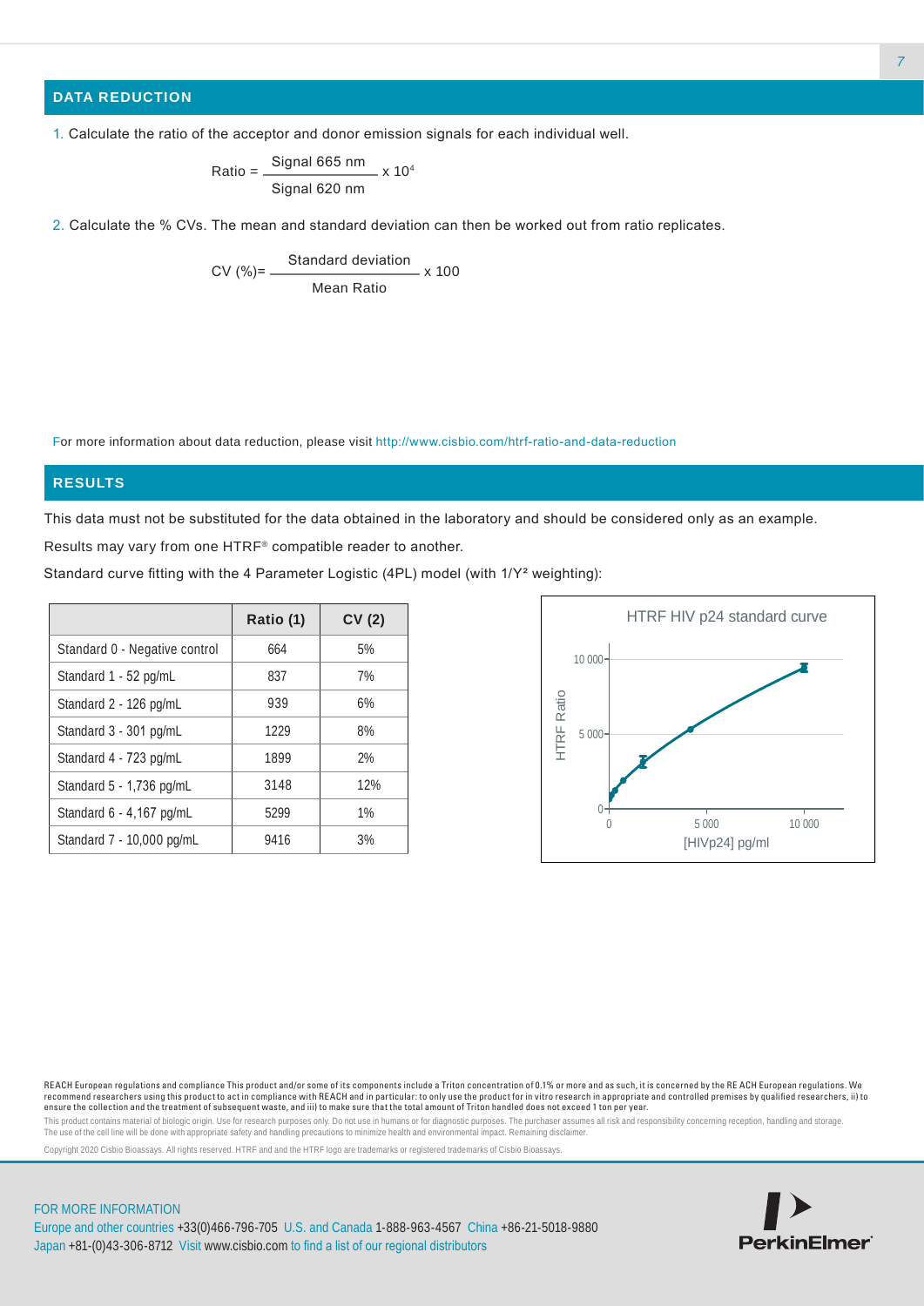## DATA REDUCTION

1. Calculate the ratio of the acceptor and donor emission signals for each individual well.

$$\text{Ratio} = \frac{\text{Signal 665 nm}}{\text{Signal 620 nm}} \times 10^4$$

2. Calculate the % CVs. The mean and standard deviation can then be worked out from ratio replicates.

$$\text{CV (\%)} = \frac{\text{Standard deviation}}{\text{Mean Ratio}} \times 100$$

For more information about data reduction, please visit http://www.cisbio.com/htrf-ratio-and-data-reduction

## RESULTS

This data must not be substituted for the data obtained in the laboratory and should be considered only as an example.

Results may vary from one HTRF® compatible reader to another.

Standard curve fitting with the 4 Parameter Logistic (4PL) model (with $1/Y^2$ weighting):

| | Ratio (1) | CV (2) |
|---|---|---|
| Standard 0 - Negative control | 664 | 5% |
| Standard 1 - 52 pg/mL | 837 | 7% |
| Standard 2 - 126 pg/mL | 939 | 6% |
| Standard 3 - 301 pg/mL | 1229 | 8% |
| Standard 4 - 723 pg/mL | 1899 | 2% |
| Standard 5 - 1,736 pg/mL | 3148 | 12% |
| Standard 6 - 4,167 pg/mL | 5299 | 1% |
| Standard 7 - 10,000 pg/mL | 9416 | 3% |

HTRF HIV p24 standard curve

HTRF Ratio

10 000

5 000

0

0

5 000

10 000

[HIVp24] pg/ml

REACH European regulations and compliance This product and/or some of its components include a Triton concentration of 0.1% or more and as such, it is concerned by the RE ACH European regulations. We recommend researchers using this product to act in compliance with REACH and in particular: to only use the product for in vitro research in appropriate and controlled premises by qualified researchers, ii) to ensure the collection and the treatment of subsequent waste, and iii) to make sure that the total amount of Triton handled does not exceed 1 ton per year.

This product contains material of biologic origin. Use for research purposes only. Do not use in humans or for diagnostic purposes. The purchaser assumes all risk and responsibility concerning reception, handling and storage. The use of the cell line will be done with appropriate safety and handling precautions to minimize health and environmental impact. Remaining disclaimer.

Copyright 2020 Cisbio Bioassays. All rights reserved. HTRF and and the HTRF logo are trademarks or registered trademarks of Cisbio Bioassays.

FOR MORE INFORMATION

Europe and other countries +33(0)466-796-705 U.S. and Canada 1-888-963-4567 China +86-21-5018-9880

Japan +81-(0)43-306-8712 Visit www.cisbio.com to find a list of our regional distributors

PerkinElmer